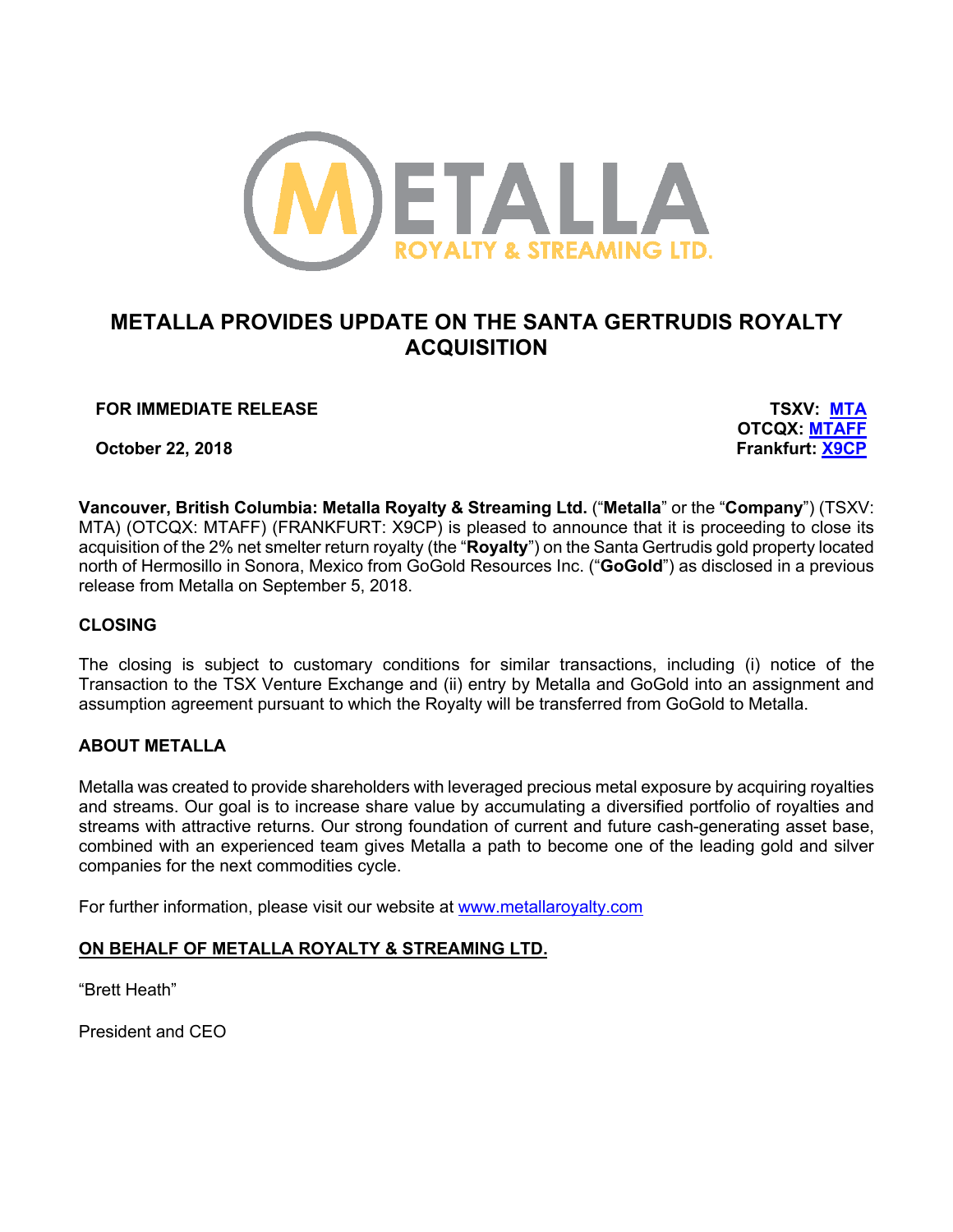METALLA ROYALTY & STREAMING LTD.

# METALLA PROVIDES UPDATE ON THE SANTA GERTRUDIS ROYALTY ACQUISITION

**FOR IMMEDIATE RELEASE**

**October 22, 2018**

**TSXV: MTA**
**OTCQX: MTAFF**
**Frankfurt: X9CP**

**Vancouver, British Columbia: Metalla Royalty & Streaming Ltd.** ("**Metalla**" or the "**Company**") (TSXV: MTA) (OTCQX: MTAFF) (FRANKFURT: X9CP) is pleased to announce that it is proceeding to close its acquisition of the 2% net smelter return royalty (the "**Royalty**") on the Santa Gertrudis gold property located north of Hermosillo in Sonora, Mexico from GoGold Resources Inc. ("**GoGold**") as disclosed in a previous release from Metalla on September 5, 2018.

## CLOSING

The closing is subject to customary conditions for similar transactions, including (i) notice of the Transaction to the TSX Venture Exchange and (ii) entry by Metalla and GoGold into an assignment and assumption agreement pursuant to which the Royalty will be transferred from GoGold to Metalla.

## ABOUT METALLA

Metalla was created to provide shareholders with leveraged precious metal exposure by acquiring royalties and streams. Our goal is to increase share value by accumulating a diversified portfolio of royalties and streams with attractive returns. Our strong foundation of current and future cash-generating asset base, combined with an experienced team gives Metalla a path to become one of the leading gold and silver companies for the next commodities cycle.

For further information, please visit our website at www.metallaroyalty.com

**ON BEHALF OF METALLA ROYALTY & STREAMING LTD.**

"Brett Heath"

President and CEO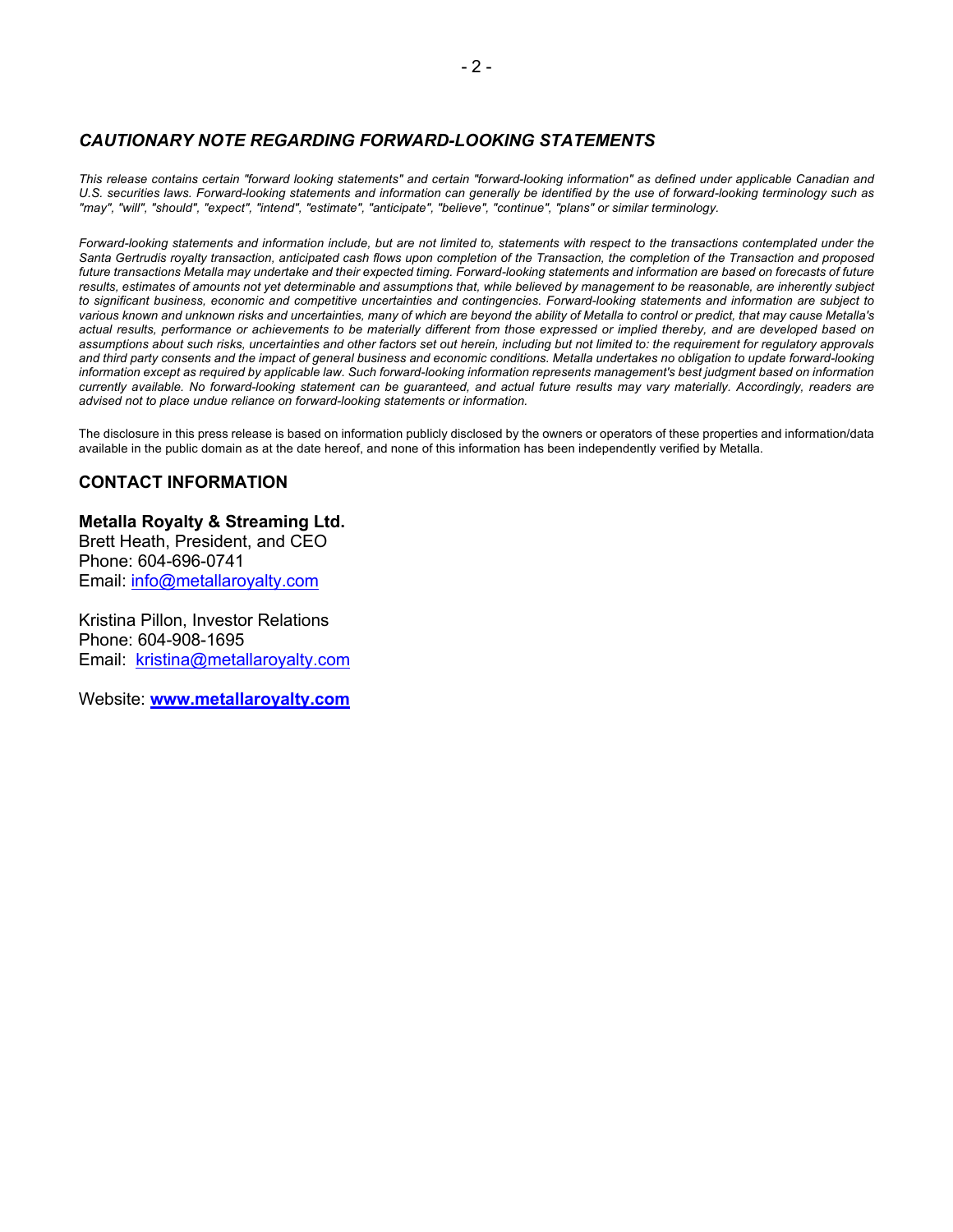## *CAUTIONARY NOTE REGARDING FORWARD-LOOKING STATEMENTS*

*This release contains certain "forward looking statements" and certain "forward-looking information" as defined under applicable Canadian and U.S. securities laws. Forward-looking statements and information can generally be identified by the use of forward-looking terminology such as "may", "will", "should", "expect", "intend", "estimate", "anticipate", "believe", "continue", "plans" or similar terminology.*

*Forward-looking statements and information include, but are not limited to, statements with respect to the transactions contemplated under the Santa Gertrudis royalty transaction, anticipated cash flows upon completion of the Transaction, the completion of the Transaction and proposed future transactions Metalla may undertake and their expected timing. Forward-looking statements and information are based on forecasts of future results, estimates of amounts not yet determinable and assumptions that, while believed by management to be reasonable, are inherently subject to significant business, economic and competitive uncertainties and contingencies. Forward-looking statements and information are subject to various known and unknown risks and uncertainties, many of which are beyond the ability of Metalla to control or predict, that may cause Metalla's actual results, performance or achievements to be materially different from those expressed or implied thereby, and are developed based on assumptions about such risks, uncertainties and other factors set out herein, including but not limited to: the requirement for regulatory approvals and third party consents and the impact of general business and economic conditions. Metalla undertakes no obligation to update forward-looking information except as required by applicable law. Such forward-looking information represents management's best judgment based on information currently available. No forward-looking statement can be guaranteed, and actual future results may vary materially. Accordingly, readers are advised not to place undue reliance on forward-looking statements or information.*

The disclosure in this press release is based on information publicly disclosed by the owners or operators of these properties and information/data available in the public domain as at the date hereof, and none of this information has been independently verified by Metalla.

## CONTACT INFORMATION

**Metalla Royalty & Streaming Ltd.**
Brett Heath, President, and CEO
Phone: 604-696-0741
Email: info@metallaroyalty.com

Kristina Pillon, Investor Relations
Phone: 604-908-1695
Email: kristina@metallaroyalty.com

Website: **www.metallaroyalty.com**